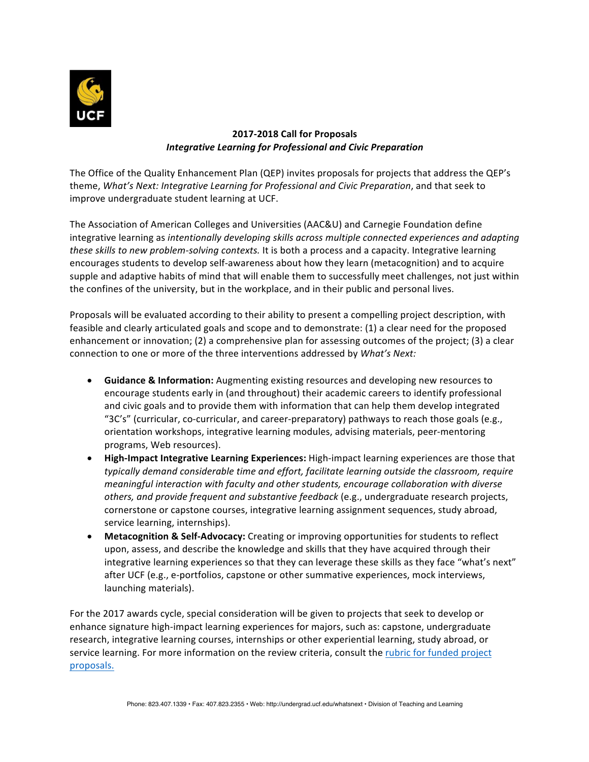## 2017-2018 Call for Proposals
### *Integrative Learning for Professional and Civic Preparation*

The Office of the Quality Enhancement Plan (QEP) invites proposals for projects that address the QEP's theme, *What's Next: Integrative Learning for Professional and Civic Preparation*, and that seek to improve undergraduate student learning at UCF.

The Association of American Colleges and Universities (AAC&U) and Carnegie Foundation define integrative learning as *intentionally developing skills across multiple connected experiences and adapting these skills to new problem-solving contexts.* It is both a process and a capacity. Integrative learning encourages students to develop self-awareness about how they learn (metacognition) and to acquire supple and adaptive habits of mind that will enable them to successfully meet challenges, not just within the confines of the university, but in the workplace, and in their public and personal lives.

Proposals will be evaluated according to their ability to present a compelling project description, with feasible and clearly articulated goals and scope and to demonstrate: (1) a clear need for the proposed enhancement or innovation; (2) a comprehensive plan for assessing outcomes of the project; (3) a clear connection to one or more of the three interventions addressed by *What's Next:*

- **Guidance & Information:** Augmenting existing resources and developing new resources to encourage students early in (and throughout) their academic careers to identify professional and civic goals and to provide them with information that can help them develop integrated "3C's" (curricular, co-curricular, and career-preparatory) pathways to reach those goals (e.g., orientation workshops, integrative learning modules, advising materials, peer-mentoring programs, Web resources).
- **High-Impact Integrative Learning Experiences:** High-impact learning experiences are those that *typically demand considerable time and effort, facilitate learning outside the classroom, require meaningful interaction with faculty and other students, encourage collaboration with diverse others, and provide frequent and substantive feedback* (e.g., undergraduate research projects, cornerstone or capstone courses, integrative learning assignment sequences, study abroad, service learning, internships).
- **Metacognition & Self-Advocacy:** Creating or improving opportunities for students to reflect upon, assess, and describe the knowledge and skills that they have acquired through their integrative learning experiences so that they can leverage these skills as they face "what's next" after UCF (e.g., e-portfolios, capstone or other summative experiences, mock interviews, launching materials).

For the 2017 awards cycle, special consideration will be given to projects that seek to develop or enhance signature high-impact learning experiences for majors, such as: capstone, undergraduate research, integrative learning courses, internships or other experiential learning, study abroad, or service learning. For more information on the review criteria, consult the [rubric for funded project proposals.]

Phone: 823.407.1339 • Fax: 407.823.2355 • Web: http://undergrad.ucf.edu/whatsnext • Division of Teaching and Learning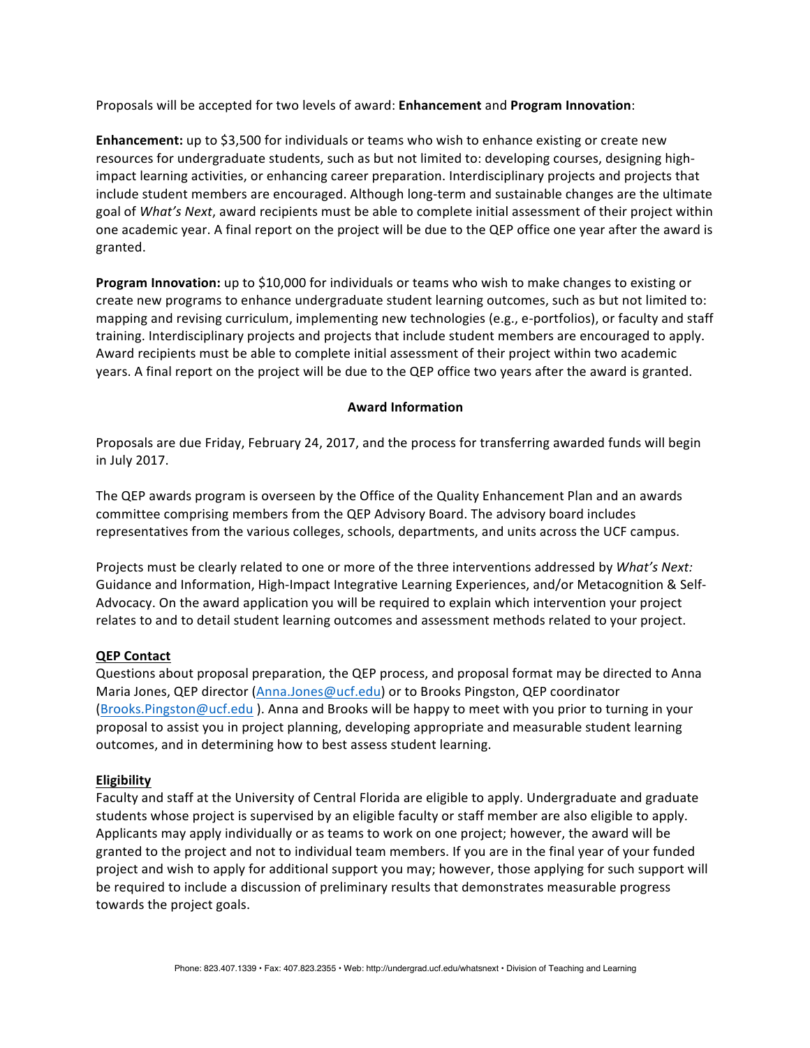Proposals will be accepted for two levels of award: **Enhancement** and **Program Innovation**:

**Enhancement:** up to $3,500 for individuals or teams who wish to enhance existing or create new resources for undergraduate students, such as but not limited to: developing courses, designing high-impact learning activities, or enhancing career preparation. Interdisciplinary projects and projects that include student members are encouraged. Although long-term and sustainable changes are the ultimate goal of *What's Next*, award recipients must be able to complete initial assessment of their project within one academic year. A final report on the project will be due to the QEP office one year after the award is granted.

**Program Innovation:** up to $10,000 for individuals or teams who wish to make changes to existing or create new programs to enhance undergraduate student learning outcomes, such as but not limited to: mapping and revising curriculum, implementing new technologies (e.g., e-portfolios), or faculty and staff training. Interdisciplinary projects and projects that include student members are encouraged to apply. Award recipients must be able to complete initial assessment of their project within two academic years. A final report on the project will be due to the QEP office two years after the award is granted.

## Award Information

Proposals are due Friday, February 24, 2017, and the process for transferring awarded funds will begin in July 2017.

The QEP awards program is overseen by the Office of the Quality Enhancement Plan and an awards committee comprising members from the QEP Advisory Board. The advisory board includes representatives from the various colleges, schools, departments, and units across the UCF campus.

Projects must be clearly related to one or more of the three interventions addressed by *What's Next:* Guidance and Information, High-Impact Integrative Learning Experiences, and/or Metacognition & Self-Advocacy. On the award application you will be required to explain which intervention your project relates to and to detail student learning outcomes and assessment methods related to your project.

### QEP Contact

Questions about proposal preparation, the QEP process, and proposal format may be directed to Anna Maria Jones, QEP director (Anna.Jones@ucf.edu) or to Brooks Pingston, QEP coordinator (Brooks.Pingston@ucf.edu ). Anna and Brooks will be happy to meet with you prior to turning in your proposal to assist you in project planning, developing appropriate and measurable student learning outcomes, and in determining how to best assess student learning.

### Eligibility

Faculty and staff at the University of Central Florida are eligible to apply. Undergraduate and graduate students whose project is supervised by an eligible faculty or staff member are also eligible to apply. Applicants may apply individually or as teams to work on one project; however, the award will be granted to the project and not to individual team members. If you are in the final year of your funded project and wish to apply for additional support you may; however, those applying for such support will be required to include a discussion of preliminary results that demonstrates measurable progress towards the project goals.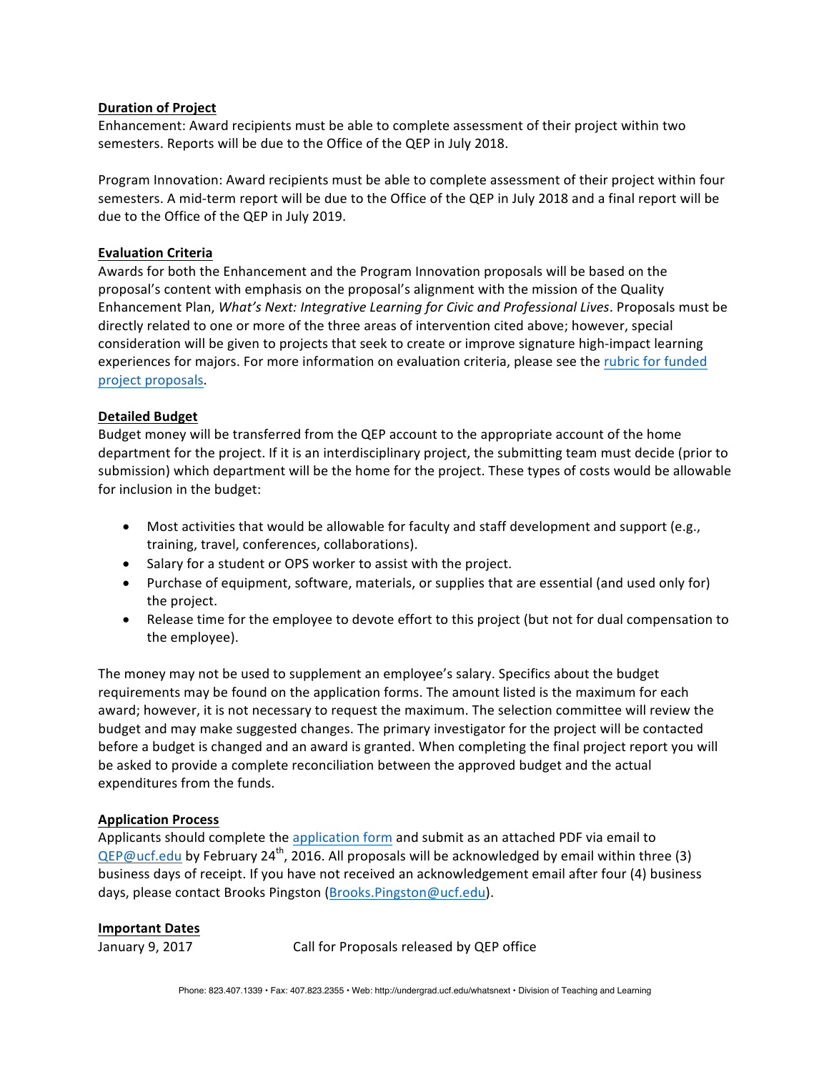**Duration of Project**

Enhancement: Award recipients must be able to complete assessment of their project within two semesters. Reports will be due to the Office of the QEP in July 2018.

Program Innovation: Award recipients must be able to complete assessment of their project within four semesters. A mid-term report will be due to the Office of the QEP in July 2018 and a final report will be due to the Office of the QEP in July 2019.

**Evaluation Criteria**

Awards for both the Enhancement and the Program Innovation proposals will be based on the proposal's content with emphasis on the proposal's alignment with the mission of the Quality Enhancement Plan, *What's Next: Integrative Learning for Civic and Professional Lives*. Proposals must be directly related to one or more of the three areas of intervention cited above; however, special consideration will be given to projects that seek to create or improve signature high-impact learning experiences for majors. For more information on evaluation criteria, please see the [rubric for funded project proposals](rubric for funded project proposals).

**Detailed Budget**

Budget money will be transferred from the QEP account to the appropriate account of the home department for the project. If it is an interdisciplinary project, the submitting team must decide (prior to submission) which department will be the home for the project. These types of costs would be allowable for inclusion in the budget:

- Most activities that would be allowable for faculty and staff development and support (e.g., training, travel, conferences, collaborations).
- Salary for a student or OPS worker to assist with the project.
- Purchase of equipment, software, materials, or supplies that are essential (and used only for) the project.
- Release time for the employee to devote effort to this project (but not for dual compensation to the employee).

The money may not be used to supplement an employee's salary. Specifics about the budget requirements may be found on the application forms. The amount listed is the maximum for each award; however, it is not necessary to request the maximum. The selection committee will review the budget and may make suggested changes. The primary investigator for the project will be contacted before a budget is changed and an award is granted. When completing the final project report you will be asked to provide a complete reconciliation between the approved budget and the actual expenditures from the funds.

**Application Process**

Applicants should complete the application form and submit as an attached PDF via email to QEP@ucf.edu by February 24th, 2016. All proposals will be acknowledged by email within three (3) business days of receipt. If you have not received an acknowledgement email after four (4) business days, please contact Brooks Pingston (Brooks.Pingston@ucf.edu).

**Important Dates**

| | |
|---|---|
| January 9, 2017 | Call for Proposals released by QEP office |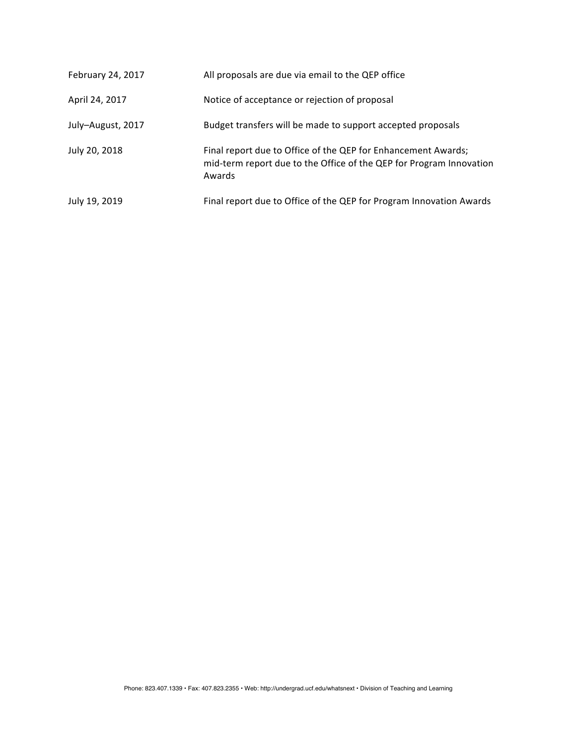| | |
|---|---|
| February 24, 2017 | All proposals are due via email to the QEP office |
| April 24, 2017 | Notice of acceptance or rejection of proposal |
| July–August, 2017 | Budget transfers will be made to support accepted proposals |
| July 20, 2018 | Final report due to Office of the QEP for Enhancement Awards; mid-term report due to the Office of the QEP for Program Innovation Awards |
| July 19, 2019 | Final report due to Office of the QEP for Program Innovation Awards |